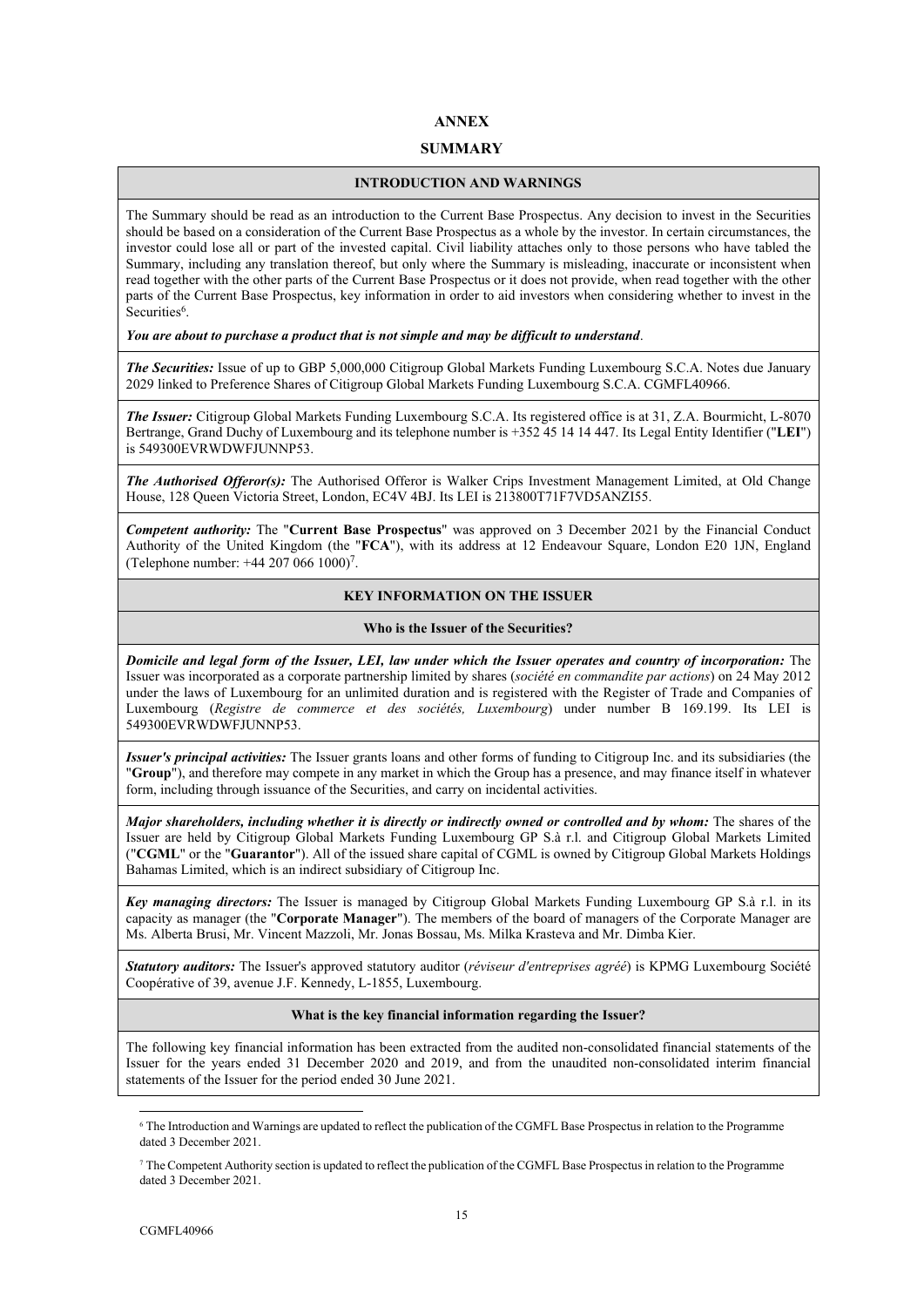# ANNEX

## SUMMARY

### INTRODUCTION AND WARNINGS

The Summary should be read as an introduction to the Current Base Prospectus. Any decision to invest in the Securities should be based on a consideration of the Current Base Prospectus as a whole by the investor. In certain circumstances, the investor could lose all or part of the invested capital. Civil liability attaches only to those persons who have tabled the Summary, including any translation thereof, but only where the Summary is misleading, inaccurate or inconsistent when read together with the other parts of the Current Base Prospectus or it does not provide, when read together with the other parts of the Current Base Prospectus, key information in order to aid investors when considering whether to invest in the Securities[6].

***You are about to purchase a product that is not simple and may be difficult to understand***.

***The Securities:*** Issue of up to GBP 5,000,000 Citigroup Global Markets Funding Luxembourg S.C.A. Notes due January 2029 linked to Preference Shares of Citigroup Global Markets Funding Luxembourg S.C.A. CGMFL40966.

***The Issuer:*** Citigroup Global Markets Funding Luxembourg S.C.A. Its registered office is at 31, Z.A. Bourmicht, L-8070 Bertrange, Grand Duchy of Luxembourg and its telephone number is +352 45 14 14 447. Its Legal Entity Identifier ("**LEI**") is 549300EVRWDWFJUNNP53.

***The Authorised Offeror(s):*** The Authorised Offeror is Walker Crips Investment Management Limited, at Old Change House, 128 Queen Victoria Street, London, EC4V 4BJ. Its LEI is 213800T71F7VD5ANZI55.

***Competent authority:*** The "**Current Base Prospectus**" was approved on 3 December 2021 by the Financial Conduct Authority of the United Kingdom (the "**FCA**"), with its address at 12 Endeavour Square, London E20 1JN, England (Telephone number: +44 207 066 1000)[7].

### KEY INFORMATION ON THE ISSUER

#### Who is the Issuer of the Securities?

***Domicile and legal form of the Issuer, LEI, law under which the Issuer operates and country of incorporation:*** The Issuer was incorporated as a corporate partnership limited by shares (*société en commandite par actions*) on 24 May 2012 under the laws of Luxembourg for an unlimited duration and is registered with the Register of Trade and Companies of Luxembourg (*Registre de commerce et des sociétés, Luxembourg*) under number B 169.199. Its LEI is 549300EVRWDWFJUNNP53.

***Issuer's principal activities:*** The Issuer grants loans and other forms of funding to Citigroup Inc. and its subsidiaries (the "**Group**"), and therefore may compete in any market in which the Group has a presence, and may finance itself in whatever form, including through issuance of the Securities, and carry on incidental activities.

***Major shareholders, including whether it is directly or indirectly owned or controlled and by whom:*** The shares of the Issuer are held by Citigroup Global Markets Funding Luxembourg GP S.à r.l. and Citigroup Global Markets Limited ("**CGML**" or the "**Guarantor**"). All of the issued share capital of CGML is owned by Citigroup Global Markets Holdings Bahamas Limited, which is an indirect subsidiary of Citigroup Inc.

***Key managing directors:*** The Issuer is managed by Citigroup Global Markets Funding Luxembourg GP S.à r.l. in its capacity as manager (the "**Corporate Manager**"). The members of the board of managers of the Corporate Manager are Ms. Alberta Brusi, Mr. Vincent Mazzoli, Mr. Jonas Bossau, Ms. Milka Krasteva and Mr. Dimba Kier.

***Statutory auditors:*** The Issuer's approved statutory auditor (*réviseur d'entreprises agréé*) is KPMG Luxembourg Société Coopérative of 39, avenue J.F. Kennedy, L-1855, Luxembourg.

#### What is the key financial information regarding the Issuer?

The following key financial information has been extracted from the audited non-consolidated financial statements of the Issuer for the years ended 31 December 2020 and 2019, and from the unaudited non-consolidated interim financial statements of the Issuer for the period ended 30 June 2021.

---

[6] The Introduction and Warnings are updated to reflect the publication of the CGMFL Base Prospectus in relation to the Programme dated 3 December 2021.

[7] The Competent Authority section is updated to reflect the publication of the CGMFL Base Prospectus in relation to the Programme dated 3 December 2021.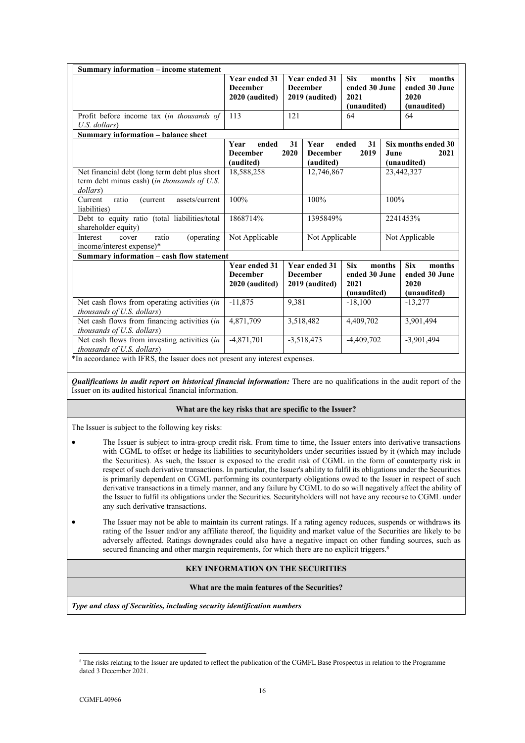**Summary information – income statement**

| | Year ended 31 December 2020 (audited) | Year ended 31 December 2019 (audited) | Six months ended 30 June 2021 (unaudited) | Six months ended 30 June 2020 (unaudited) |
|---|---|---|---|---|
| Profit before income tax (*in thousands of U.S. dollars*) | 113 | 121 | 64 | 64 |

**Summary information – balance sheet**

| | Year ended 31 December 2020 (audited) | Year ended 31 December 2019 (audited) | Six months ended 30 June 2021 (unaudited) |
|---|---|---|---|
| Net financial debt (long term debt plus short term debt minus cash) (*in thousands of U.S. dollars*) | 18,588,258 | 12,746,867 | 23,442,327 |
| Current ratio (current assets/current liabilities) | 100% | 100% | 100% |
| Debt to equity ratio (total liabilities/total shareholder equity) | 1868714% | 1395849% | 2241453% |
| Interest cover ratio (operating income/interest expense)* | Not Applicable | Not Applicable | Not Applicable |

**Summary information – cash flow statement**

| | Year ended 31 December 2020 (audited) | Year ended 31 December 2019 (audited) | Six months ended 30 June 2021 (unaudited) | Six months ended 30 June 2020 (unaudited) |
|---|---|---|---|---|
| Net cash flows from operating activities (*in thousands of U.S. dollars*) | -11,875 | 9,381 | -18,100 | -13,277 |
| Net cash flows from financing activities (*in thousands of U.S. dollars*) | 4,871,709 | 3,518,482 | 4,409,702 | 3,901,494 |
| Net cash flows from investing activities (*in thousands of U.S. dollars*) | -4,871,701 | -3,518,473 | -4,409,702 | -3,901,494 |

*In accordance with IFRS, the Issuer does not present any interest expenses.

***Qualifications in audit report on historical financial information:*** There are no qualifications in the audit report of the Issuer on its audited historical financial information.

**What are the key risks that are specific to the Issuer?**

The Issuer is subject to the following key risks:

- The Issuer is subject to intra-group credit risk. From time to time, the Issuer enters into derivative transactions with CGML to offset or hedge its liabilities to securityholders under securities issued by it (which may include the Securities). As such, the Issuer is exposed to the credit risk of CGML in the form of counterparty risk in respect of such derivative transactions. In particular, the Issuer's ability to fulfil its obligations under the Securities is primarily dependent on CGML performing its counterparty obligations owed to the Issuer in respect of such derivative transactions in a timely manner, and any failure by CGML to do so will negatively affect the ability of the Issuer to fulfil its obligations under the Securities. Securityholders will not have any recourse to CGML under any such derivative transactions.

- The Issuer may not be able to maintain its current ratings. If a rating agency reduces, suspends or withdraws its rating of the Issuer and/or any affiliate thereof, the liquidity and market value of the Securities are likely to be adversely affected. Ratings downgrades could also have a negative impact on other funding sources, such as secured financing and other margin requirements, for which there are no explicit triggers.[8]

**KEY INFORMATION ON THE SECURITIES**

**What are the main features of the Securities?**

***Type and class of Securities, including security identification numbers***

[8] The risks relating to the Issuer are updated to reflect the publication of the CGMFL Base Prospectus in relation to the Programme dated 3 December 2021.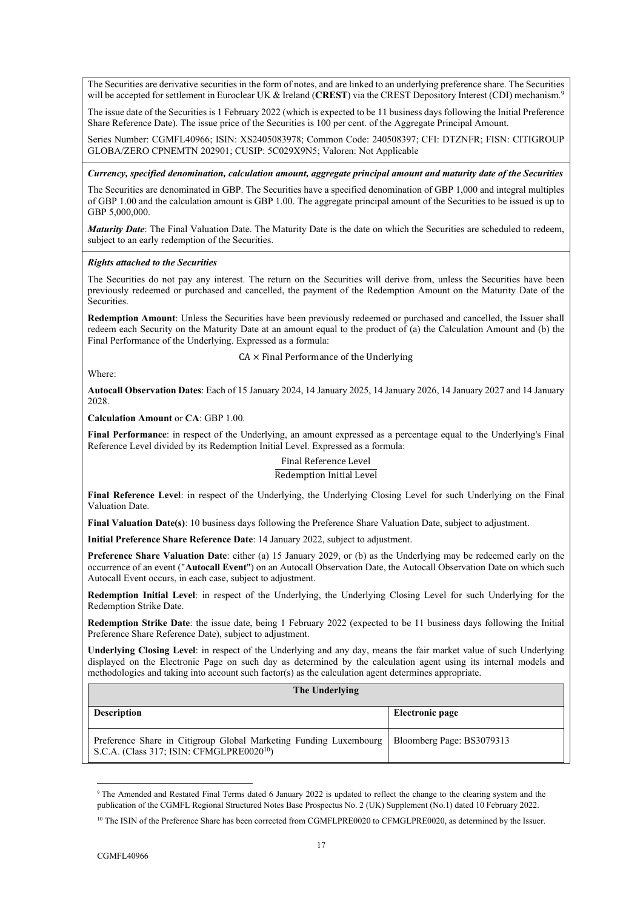The Securities are derivative securities in the form of notes, and are linked to an underlying preference share. The Securities will be accepted for settlement in Euroclear UK & Ireland (**CREST**) via the CREST Depository Interest (CDI) mechanism.[9]

The issue date of the Securities is 1 February 2022 (which is expected to be 11 business days following the Initial Preference Share Reference Date). The issue price of the Securities is 100 per cent. of the Aggregate Principal Amount.

Series Number: CGMFL40966; ISIN: XS2405083978; Common Code: 240508397; CFI: DTZNFR; FISN: CITIGROUP GLOBA/ZERO CPNEMTN 202901; CUSIP: 5C029X9N5; Valoren: Not Applicable

***Currency, specified denomination, calculation amount, aggregate principal amount and maturity date of the Securities***

The Securities are denominated in GBP. The Securities have a specified denomination of GBP 1,000 and integral multiples of GBP 1.00 and the calculation amount is GBP 1.00. The aggregate principal amount of the Securities to be issued is up to GBP 5,000,000.

***Maturity Date***: The Final Valuation Date. The Maturity Date is the date on which the Securities are scheduled to redeem, subject to an early redemption of the Securities.

***Rights attached to the Securities***

The Securities do not pay any interest. The return on the Securities will derive from, unless the Securities have been previously redeemed or purchased and cancelled, the payment of the Redemption Amount on the Maturity Date of the Securities.

**Redemption Amount**: Unless the Securities have been previously redeemed or purchased and cancelled, the Issuer shall redeem each Security on the Maturity Date at an amount equal to the product of (a) the Calculation Amount and (b) the Final Performance of the Underlying. Expressed as a formula:

$$\text{CA} \times \text{Final Performance of the Underlying}$$

Where:

**Autocall Observation Dates**: Each of 15 January 2024, 14 January 2025, 14 January 2026, 14 January 2027 and 14 January 2028.

**Calculation Amount** or **CA**: GBP 1.00.

**Final Performance**: in respect of the Underlying, an amount expressed as a percentage equal to the Underlying's Final Reference Level divided by its Redemption Initial Level. Expressed as a formula:

$$\frac{\text{Final Reference Level}}{\text{Redemption Initial Level}}$$

**Final Reference Level**: in respect of the Underlying, the Underlying Closing Level for such Underlying on the Final Valuation Date.

**Final Valuation Date(s)**: 10 business days following the Preference Share Valuation Date, subject to adjustment.

**Initial Preference Share Reference Date**: 14 January 2022, subject to adjustment.

**Preference Share Valuation Date**: either (a) 15 January 2029, or (b) as the Underlying may be redeemed early on the occurrence of an event ("**Autocall Event**") on an Autocall Observation Date, the Autocall Observation Date on which such Autocall Event occurs, in each case, subject to adjustment.

**Redemption Initial Level**: in respect of the Underlying, the Underlying Closing Level for such Underlying for the Redemption Strike Date.

**Redemption Strike Date**: the issue date, being 1 February 2022 (expected to be 11 business days following the Initial Preference Share Reference Date), subject to adjustment.

**Underlying Closing Level**: in respect of the Underlying and any day, means the fair market value of such Underlying displayed on the Electronic Page on such day as determined by the calculation agent using its internal models and methodologies and taking into account such factor(s) as the calculation agent determines appropriate.

| **The Underlying** | |
|---|---|
| **Description** | **Electronic page** |
| Preference Share in Citigroup Global Marketing Funding Luxembourg S.C.A. (Class 317; ISIN: CFMGLPRE0020[10]) | Bloomberg Page: BS3079313 |

[9] The Amended and Restated Final Terms dated 6 January 2022 is updated to reflect the change to the clearing system and the publication of the CGMFL Regional Structured Notes Base Prospectus No. 2 (UK) Supplement (No.1) dated 10 February 2022.

[10] The ISIN of the Preference Share has been corrected from CGMFLPRE0020 to CFMGLPRE0020, as determined by the Issuer.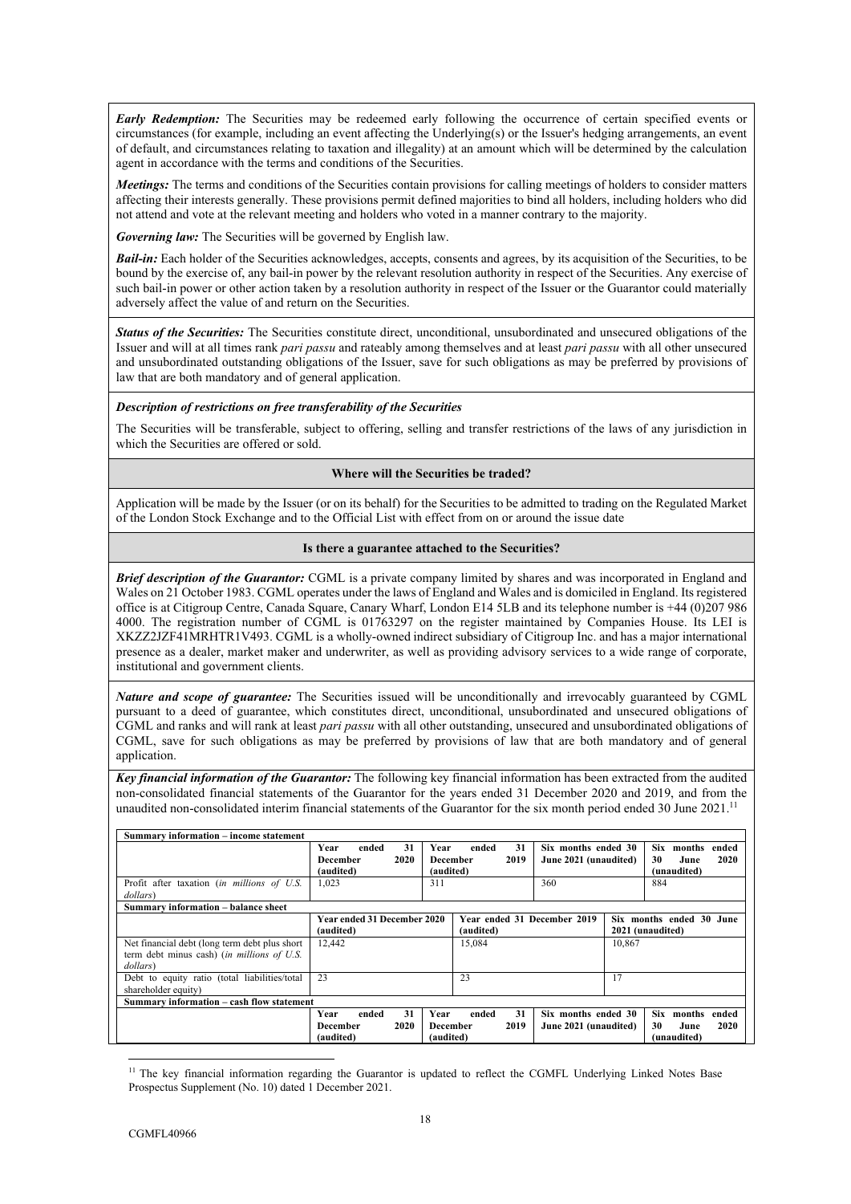***Early Redemption:*** The Securities may be redeemed early following the occurrence of certain specified events or circumstances (for example, including an event affecting the Underlying(s) or the Issuer's hedging arrangements, an event of default, and circumstances relating to taxation and illegality) at an amount which will be determined by the calculation agent in accordance with the terms and conditions of the Securities.

***Meetings:*** The terms and conditions of the Securities contain provisions for calling meetings of holders to consider matters affecting their interests generally. These provisions permit defined majorities to bind all holders, including holders who did not attend and vote at the relevant meeting and holders who voted in a manner contrary to the majority.

***Governing law:*** The Securities will be governed by English law.

***Bail-in:*** Each holder of the Securities acknowledges, accepts, consents and agrees, by its acquisition of the Securities, to be bound by the exercise of, any bail-in power by the relevant resolution authority in respect of the Securities. Any exercise of such bail-in power or other action taken by a resolution authority in respect of the Issuer or the Guarantor could materially adversely affect the value of and return on the Securities.

***Status of the Securities:*** The Securities constitute direct, unconditional, unsubordinated and unsecured obligations of the Issuer and will at all times rank *pari passu* and rateably among themselves and at least *pari passu* with all other unsecured and unsubordinated outstanding obligations of the Issuer, save for such obligations as may be preferred by provisions of law that are both mandatory and of general application.

***Description of restrictions on free transferability of the Securities***

The Securities will be transferable, subject to offering, selling and transfer restrictions of the laws of any jurisdiction in which the Securities are offered or sold.

**Where will the Securities be traded?**

Application will be made by the Issuer (or on its behalf) for the Securities to be admitted to trading on the Regulated Market of the London Stock Exchange and to the Official List with effect from on or around the issue date

**Is there a guarantee attached to the Securities?**

***Brief description of the Guarantor:*** CGML is a private company limited by shares and was incorporated in England and Wales on 21 October 1983. CGML operates under the laws of England and Wales and is domiciled in England. Its registered office is at Citigroup Centre, Canada Square, Canary Wharf, London E14 5LB and its telephone number is +44 (0)207 986 4000. The registration number of CGML is 01763297 on the register maintained by Companies House. Its LEI is XKZZ2JZF41MRHTR1V493. CGML is a wholly-owned indirect subsidiary of Citigroup Inc. and has a major international presence as a dealer, market maker and underwriter, as well as providing advisory services to a wide range of corporate, institutional and government clients.

***Nature and scope of guarantee:*** The Securities issued will be unconditionally and irrevocably guaranteed by CGML pursuant to a deed of guarantee, which constitutes direct, unconditional, unsubordinated and unsecured obligations of CGML and ranks and will rank at least *pari passu* with all other outstanding, unsecured and unsubordinated obligations of CGML, save for such obligations as may be preferred by provisions of law that are both mandatory and of general application.

***Key financial information of the Guarantor:*** The following key financial information has been extracted from the audited non-consolidated financial statements of the Guarantor for the years ended 31 December 2020 and 2019, and from the unaudited non-consolidated interim financial statements of the Guarantor for the six month period ended 30 June 2021.[11]

| **Summary information – income statement** | | | | |
|---|---|---|---|---|
| | **Year ended 31 December 2020 (audited)** | **Year ended 31 December 2019 (audited)** | **Six months ended 30 June 2021 (unaudited)** | **Six months ended 30 June 2020 (unaudited)** |
| Profit after taxation (*in millions of U.S. dollars*) | 1,023 | 311 | 360 | 884 |
| **Summary information – balance sheet** | | | | |
| | **Year ended 31 December 2020 (audited)** | **Year ended 31 December 2019 (audited)** | **Six months ended 30 June 2021 (unaudited)** | |
| Net financial debt (long term debt plus short term debt minus cash) (*in millions of U.S. dollars*) | 12,442 | 15,084 | 10,867 | |
| Debt to equity ratio (total liabilities/total shareholder equity) | 23 | 23 | 17 | |
| **Summary information – cash flow statement** | | | | |
| | **Year ended 31 December 2020 (audited)** | **Year ended 31 December 2019 (audited)** | **Six months ended 30 June 2021 (unaudited)** | **Six months ended 30 June 2020 (unaudited)** |

[11] The key financial information regarding the Guarantor is updated to reflect the CGMFL Underlying Linked Notes Base Prospectus Supplement (No. 10) dated 1 December 2021.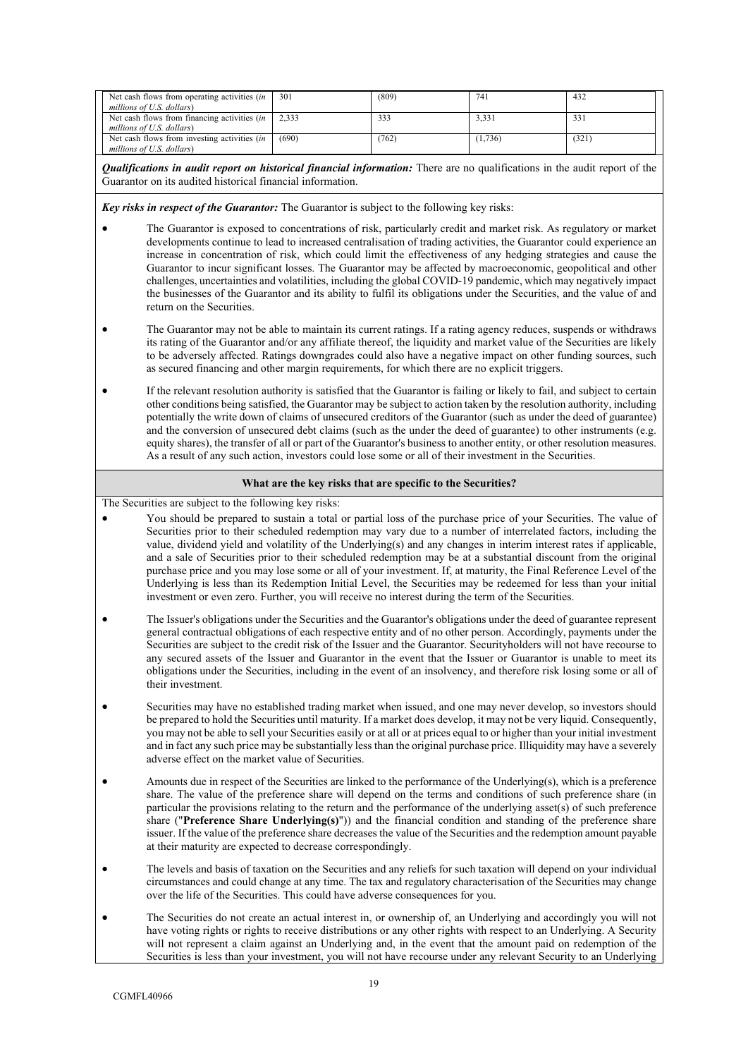| | | | | |
|---|---|---|---|---|
| Net cash flows from operating activities (*in millions of U.S. dollars*) | 301 | (809) | 741 | 432 |
| Net cash flows from financing activities (*in millions of U.S. dollars*) | 2,333 | 333 | 3,331 | 331 |
| Net cash flows from investing activities (*in millions of U.S. dollars*) | (690) | (762) | (1,736) | (321) |

***Qualifications in audit report on historical financial information:*** There are no qualifications in the audit report of the Guarantor on its audited historical financial information.

***Key risks in respect of the Guarantor:*** The Guarantor is subject to the following key risks:

- The Guarantor is exposed to concentrations of risk, particularly credit and market risk. As regulatory or market developments continue to lead to increased centralisation of trading activities, the Guarantor could experience an increase in concentration of risk, which could limit the effectiveness of any hedging strategies and cause the Guarantor to incur significant losses. The Guarantor may be affected by macroeconomic, geopolitical and other challenges, uncertainties and volatilities, including the global COVID-19 pandemic, which may negatively impact the businesses of the Guarantor and its ability to fulfil its obligations under the Securities, and the value of and return on the Securities.
- The Guarantor may not be able to maintain its current ratings. If a rating agency reduces, suspends or withdraws its rating of the Guarantor and/or any affiliate thereof, the liquidity and market value of the Securities are likely to be adversely affected. Ratings downgrades could also have a negative impact on other funding sources, such as secured financing and other margin requirements, for which there are no explicit triggers.
- If the relevant resolution authority is satisfied that the Guarantor is failing or likely to fail, and subject to certain other conditions being satisfied, the Guarantor may be subject to action taken by the resolution authority, including potentially the write down of claims of unsecured creditors of the Guarantor (such as under the deed of guarantee) and the conversion of unsecured debt claims (such as the under the deed of guarantee) to other instruments (e.g. equity shares), the transfer of all or part of the Guarantor's business to another entity, or other resolution measures. As a result of any such action, investors could lose some or all of their investment in the Securities.

**What are the key risks that are specific to the Securities?**

The Securities are subject to the following key risks:

- You should be prepared to sustain a total or partial loss of the purchase price of your Securities. The value of Securities prior to their scheduled redemption may vary due to a number of interrelated factors, including the value, dividend yield and volatility of the Underlying(s) and any changes in interim interest rates if applicable, and a sale of Securities prior to their scheduled redemption may be at a substantial discount from the original purchase price and you may lose some or all of your investment. If, at maturity, the Final Reference Level of the Underlying is less than its Redemption Initial Level, the Securities may be redeemed for less than your initial investment or even zero. Further, you will receive no interest during the term of the Securities.
- The Issuer's obligations under the Securities and the Guarantor's obligations under the deed of guarantee represent general contractual obligations of each respective entity and of no other person. Accordingly, payments under the Securities are subject to the credit risk of the Issuer and the Guarantor. Securityholders will not have recourse to any secured assets of the Issuer and Guarantor in the event that the Issuer or Guarantor is unable to meet its obligations under the Securities, including in the event of an insolvency, and therefore risk losing some or all of their investment.
- Securities may have no established trading market when issued, and one may never develop, so investors should be prepared to hold the Securities until maturity. If a market does develop, it may not be very liquid. Consequently, you may not be able to sell your Securities easily or at all or at prices equal to or higher than your initial investment and in fact any such price may be substantially less than the original purchase price. Illiquidity may have a severely adverse effect on the market value of Securities.
- Amounts due in respect of the Securities are linked to the performance of the Underlying(s), which is a preference share. The value of the preference share will depend on the terms and conditions of such preference share (in particular the provisions relating to the return and the performance of the underlying asset(s) of such preference share ("**Preference Share Underlying(s)**")) and the financial condition and standing of the preference share issuer. If the value of the preference share decreases the value of the Securities and the redemption amount payable at their maturity are expected to decrease correspondingly.
- The levels and basis of taxation on the Securities and any reliefs for such taxation will depend on your individual circumstances and could change at any time. The tax and regulatory characterisation of the Securities may change over the life of the Securities. This could have adverse consequences for you.
- The Securities do not create an actual interest in, or ownership of, an Underlying and accordingly you will not have voting rights or rights to receive distributions or any other rights with respect to an Underlying. A Security will not represent a claim against an Underlying and, in the event that the amount paid on redemption of the Securities is less than your investment, you will not have recourse under any relevant Security to an Underlying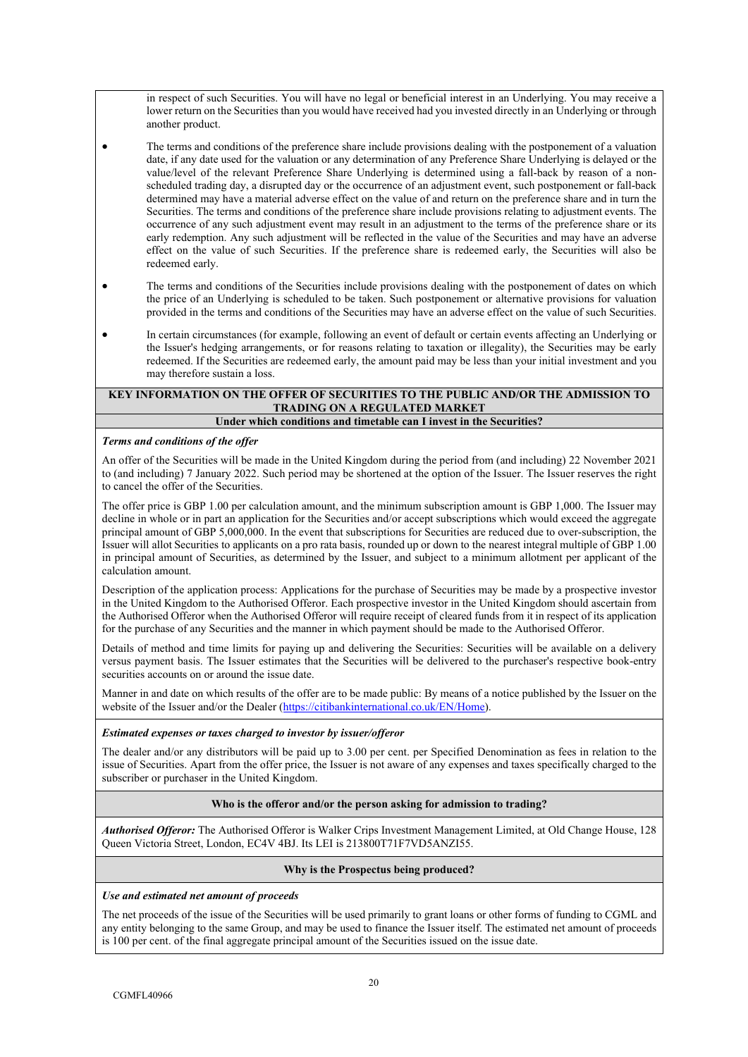in respect of such Securities. You will have no legal or beneficial interest in an Underlying. You may receive a lower return on the Securities than you would have received had you invested directly in an Underlying or through another product.

- The terms and conditions of the preference share include provisions dealing with the postponement of a valuation date, if any date used for the valuation or any determination of any Preference Share Underlying is delayed or the value/level of the relevant Preference Share Underlying is determined using a fall-back by reason of a non-scheduled trading day, a disrupted day or the occurrence of an adjustment event, such postponement or fall-back determined may have a material adverse effect on the value of and return on the preference share and in turn the Securities. The terms and conditions of the preference share include provisions relating to adjustment events. The occurrence of any such adjustment event may result in an adjustment to the terms of the preference share or its early redemption. Any such adjustment will be reflected in the value of the Securities and may have an adverse effect on the value of such Securities. If the preference share is redeemed early, the Securities will also be redeemed early.
- The terms and conditions of the Securities include provisions dealing with the postponement of dates on which the price of an Underlying is scheduled to be taken. Such postponement or alternative provisions for valuation provided in the terms and conditions of the Securities may have an adverse effect on the value of such Securities.
- In certain circumstances (for example, following an event of default or certain events affecting an Underlying or the Issuer's hedging arrangements, or for reasons relating to taxation or illegality), the Securities may be early redeemed. If the Securities are redeemed early, the amount paid may be less than your initial investment and you may therefore sustain a loss.

## KEY INFORMATION ON THE OFFER OF SECURITIES TO THE PUBLIC AND/OR THE ADMISSION TO TRADING ON A REGULATED MARKET

### Under which conditions and timetable can I invest in the Securities?

***Terms and conditions of the offer***

An offer of the Securities will be made in the United Kingdom during the period from (and including) 22 November 2021 to (and including) 7 January 2022. Such period may be shortened at the option of the Issuer. The Issuer reserves the right to cancel the offer of the Securities.

The offer price is GBP 1.00 per calculation amount, and the minimum subscription amount is GBP 1,000. The Issuer may decline in whole or in part an application for the Securities and/or accept subscriptions which would exceed the aggregate principal amount of GBP 5,000,000. In the event that subscriptions for Securities are reduced due to over-subscription, the Issuer will allot Securities to applicants on a pro rata basis, rounded up or down to the nearest integral multiple of GBP 1.00 in principal amount of Securities, as determined by the Issuer, and subject to a minimum allotment per applicant of the calculation amount.

Description of the application process: Applications for the purchase of Securities may be made by a prospective investor in the United Kingdom to the Authorised Offeror. Each prospective investor in the United Kingdom should ascertain from the Authorised Offeror when the Authorised Offeror will require receipt of cleared funds from it in respect of its application for the purchase of any Securities and the manner in which payment should be made to the Authorised Offeror.

Details of method and time limits for paying up and delivering the Securities: Securities will be available on a delivery versus payment basis. The Issuer estimates that the Securities will be delivered to the purchaser's respective book-entry securities accounts on or around the issue date.

Manner in and date on which results of the offer are to be made public: By means of a notice published by the Issuer on the website of the Issuer and/or the Dealer (https://citibankinternational.co.uk/EN/Home).

***Estimated expenses or taxes charged to investor by issuer/offeror***

The dealer and/or any distributors will be paid up to 3.00 per cent. per Specified Denomination as fees in relation to the issue of Securities. Apart from the offer price, the Issuer is not aware of any expenses and taxes specifically charged to the subscriber or purchaser in the United Kingdom.

### Who is the offeror and/or the person asking for admission to trading?

***Authorised Offeror:*** The Authorised Offeror is Walker Crips Investment Management Limited, at Old Change House, 128 Queen Victoria Street, London, EC4V 4BJ. Its LEI is 213800T71F7VD5ANZI55.

### Why is the Prospectus being produced?

***Use and estimated net amount of proceeds***

The net proceeds of the issue of the Securities will be used primarily to grant loans or other forms of funding to CGML and any entity belonging to the same Group, and may be used to finance the Issuer itself. The estimated net amount of proceeds is 100 per cent. of the final aggregate principal amount of the Securities issued on the issue date.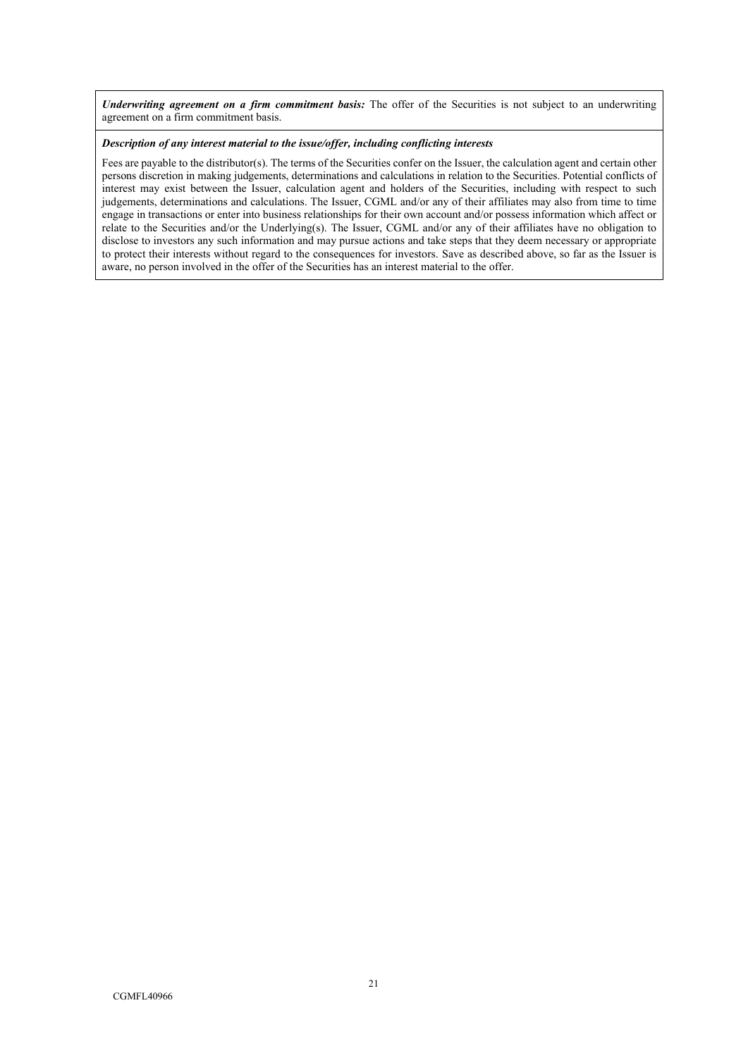***Underwriting agreement on a firm commitment basis:*** The offer of the Securities is not subject to an underwriting agreement on a firm commitment basis.

***Description of any interest material to the issue/offer, including conflicting interests***

Fees are payable to the distributor(s). The terms of the Securities confer on the Issuer, the calculation agent and certain other persons discretion in making judgements, determinations and calculations in relation to the Securities. Potential conflicts of interest may exist between the Issuer, calculation agent and holders of the Securities, including with respect to such judgements, determinations and calculations. The Issuer, CGML and/or any of their affiliates may also from time to time engage in transactions or enter into business relationships for their own account and/or possess information which affect or relate to the Securities and/or the Underlying(s). The Issuer, CGML and/or any of their affiliates have no obligation to disclose to investors any such information and may pursue actions and take steps that they deem necessary or appropriate to protect their interests without regard to the consequences for investors. Save as described above, so far as the Issuer is aware, no person involved in the offer of the Securities has an interest material to the offer.